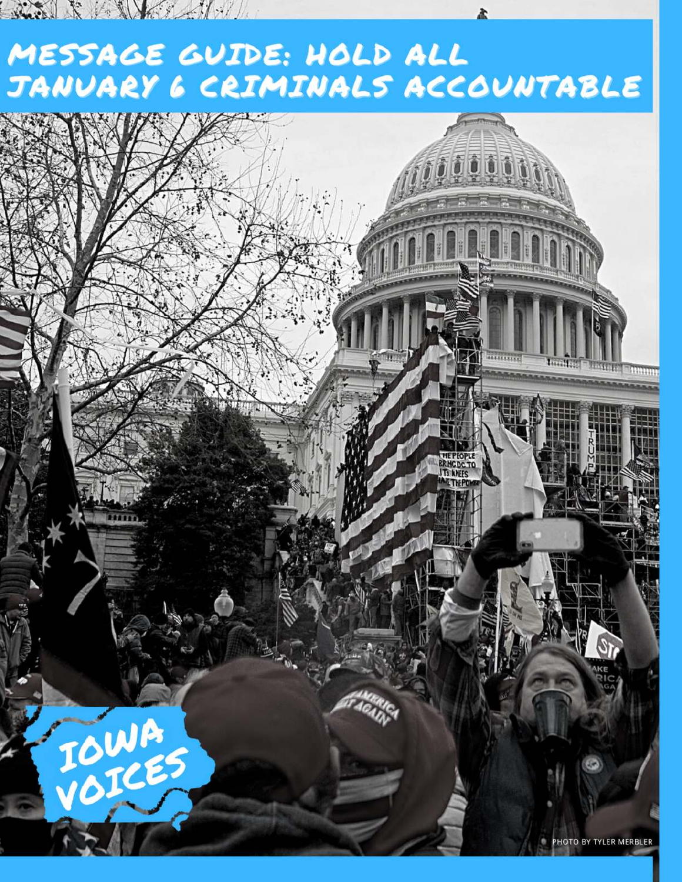# MESSAGE GUIDE: HOLD ALL JANUARY 6 CRIMINALS ACCOUNTABLE

IOWA VOICES

PHOTO BY TYLER MERBLER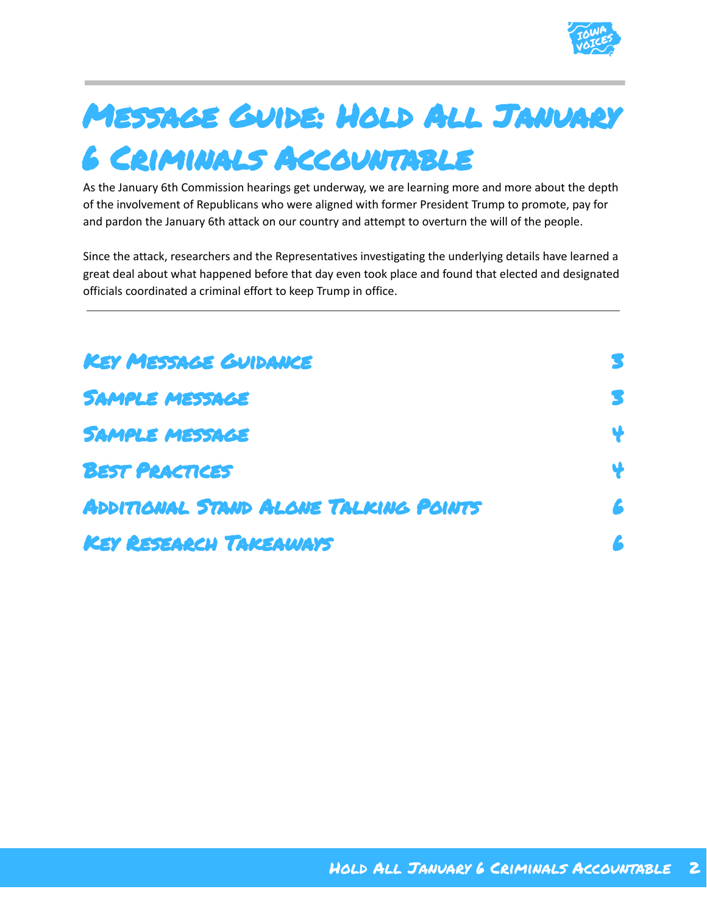# Message Guide: Hold All January 6 Criminals Accountable

As the January 6th Commission hearings get underway, we are learning more and more about the depth of the involvement of Republicans who were aligned with former President Trump to promote, pay for and pardon the January 6th attack on our country and attempt to overturn the will of the people.

Since the attack, researchers and the Representatives investigating the underlying details have learned a great deal about what happened before that day even took place and found that elected and designated officials coordinated a criminal effort to keep Trump in office.

---

| | |
|---|---|
| Key Message Guidance | 3 |
| Sample message | 3 |
| Sample message | 4 |
| Best Practices | 4 |
| Additional Stand Alone Talking Points | 6 |
| Key Research Takeaways | 6 |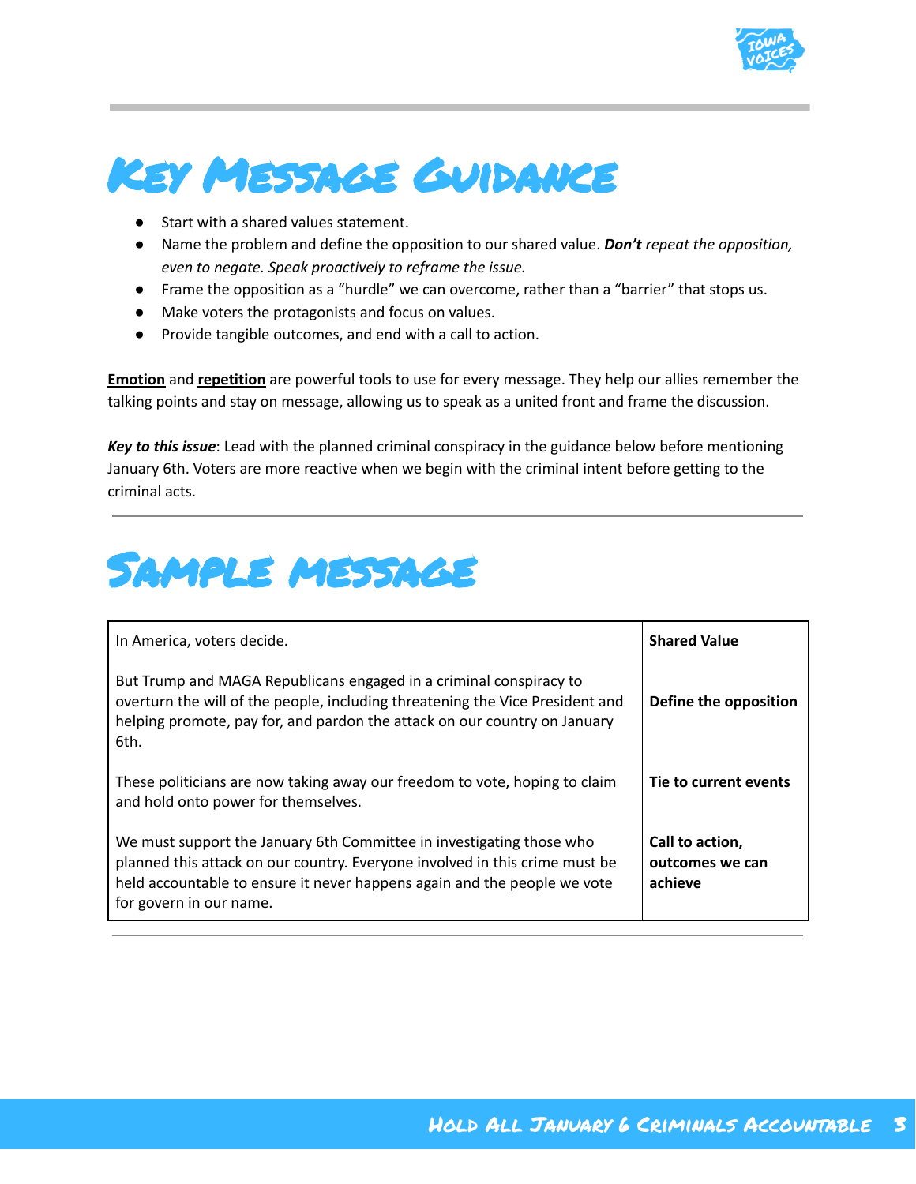# Key Message Guidance

- Start with a shared values statement.
- Name the problem and define the opposition to our shared value. ***Don't*** *repeat the opposition, even to negate. Speak proactively to reframe the issue.*
- Frame the opposition as a "hurdle" we can overcome, rather than a "barrier" that stops us.
- Make voters the protagonists and focus on values.
- Provide tangible outcomes, and end with a call to action.

**Emotion** and **repetition** are powerful tools to use for every message. They help our allies remember the talking points and stay on message, allowing us to speak as a united front and frame the discussion.

***Key to this issue***: Lead with the planned criminal conspiracy in the guidance below before mentioning January 6th. Voters are more reactive when we begin with the criminal intent before getting to the criminal acts.

# Sample Message

| | |
|---|---|
| In America, voters decide. | **Shared Value** |
| But Trump and MAGA Republicans engaged in a criminal conspiracy to overturn the will of the people, including threatening the Vice President and helping promote, pay for, and pardon the attack on our country on January 6th. | **Define the opposition** |
| These politicians are now taking away our freedom to vote, hoping to claim and hold onto power for themselves. | **Tie to current events** |
| We must support the January 6th Committee in investigating those who planned this attack on our country. Everyone involved in this crime must be held accountable to ensure it never happens again and the people we vote for govern in our name. | **Call to action, outcomes we can achieve** |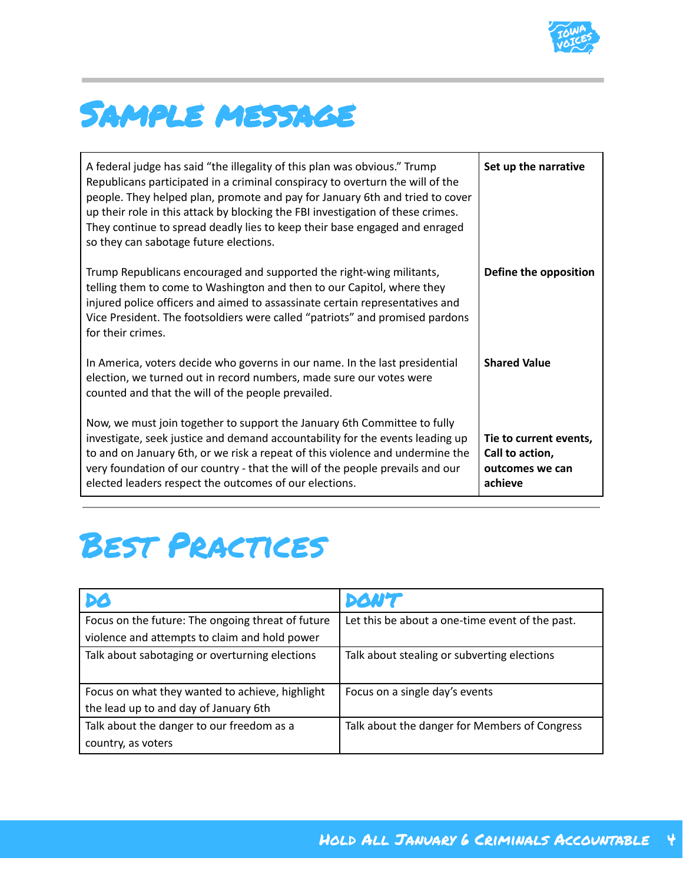# Sample message

| | |
|---|---|
| A federal judge has said "the illegality of this plan was obvious." Trump Republicans participated in a criminal conspiracy to overturn the will of the people. They helped plan, promote and pay for January 6th and tried to cover up their role in this attack by blocking the FBI investigation of these crimes. They continue to spread deadly lies to keep their base engaged and enraged so they can sabotage future elections. | **Set up the narrative** |
| Trump Republicans encouraged and supported the right-wing militants, telling them to come to Washington and then to our Capitol, where they injured police officers and aimed to assassinate certain representatives and Vice President. The footsoldiers were called "patriots" and promised pardons for their crimes. | **Define the opposition** |
| In America, voters decide who governs in our name. In the last presidential election, we turned out in record numbers, made sure our votes were counted and that the will of the people prevailed. | **Shared Value** |
| Now, we must join together to support the January 6th Committee to fully investigate, seek justice and demand accountability for the events leading up to and on January 6th, or we risk a repeat of this violence and undermine the very foundation of our country - that the will of the people prevails and our elected leaders respect the outcomes of our elections. | **Tie to current events, Call to action, outcomes we can achieve** |

# Best Practices

| DO | DON'T |
|---|---|
| Focus on the future: The ongoing threat of future violence and attempts to claim and hold power | Let this be about a one-time event of the past. |
| Talk about sabotaging or overturning elections | Talk about stealing or subverting elections |
| Focus on what they wanted to achieve, highlight the lead up to and day of January 6th | Focus on a single day's events |
| Talk about the danger to our freedom as a country, as voters | Talk about the danger for Members of Congress |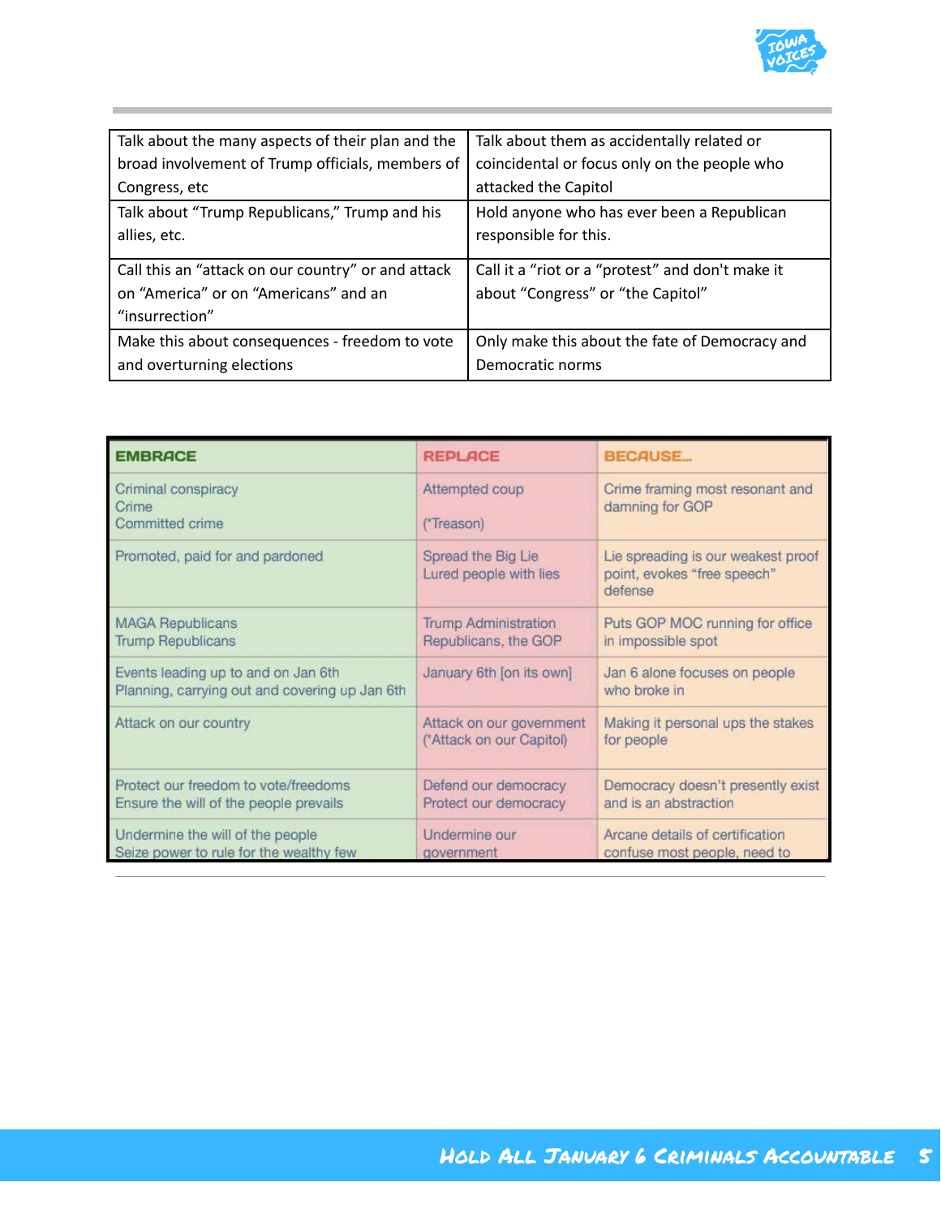| | |
|---|---|
| Talk about the many aspects of their plan and the broad involvement of Trump officials, members of Congress, etc | Talk about them as accidentally related or coincidental or focus only on the people who attacked the Capitol |
| Talk about "Trump Republicans," Trump and his allies, etc. | Hold anyone who has ever been a Republican responsible for this. |
| Call this an "attack on our country" or and attack on "America" or on "Americans" and an "insurrection" | Call it a "riot or a "protest" and don't make it about "Congress" or "the Capitol" |
| Make this about consequences - freedom to vote and overturning elections | Only make this about the fate of Democracy and Democratic norms |

| EMBRACE | REPLACE | BECAUSE... |
|---|---|---|
| Criminal conspiracy<br>Crime<br>Committed crime | Attempted coup<br><br>(*Treason) | Crime framing most resonant and damning for GOP |
| Promoted, paid for and pardoned | Spread the Big Lie<br>Lured people with lies | Lie spreading is our weakest proof point, evokes "free speech" defense |
| MAGA Republicans<br>Trump Republicans | Trump Administration<br>Republicans, the GOP | Puts GOP MOC running for office in impossible spot |
| Events leading up to and on Jan 6th<br>Planning, carrying out and covering up Jan 6th | January 6th [on its own] | Jan 6 alone focuses on people who broke in |
| Attack on our country | Attack on our government<br>(*Attack on our Capitol) | Making it personal ups the stakes for people |
| Protect our freedom to vote/freedoms<br>Ensure the will of the people prevails | Defend our democracy<br>Protect our democracy | Democracy doesn't presently exist and is an abstraction |
| Undermine the will of the people<br>Seize power to rule for the wealthy few | Undermine our government | Arcane details of certification confuse most people, need to |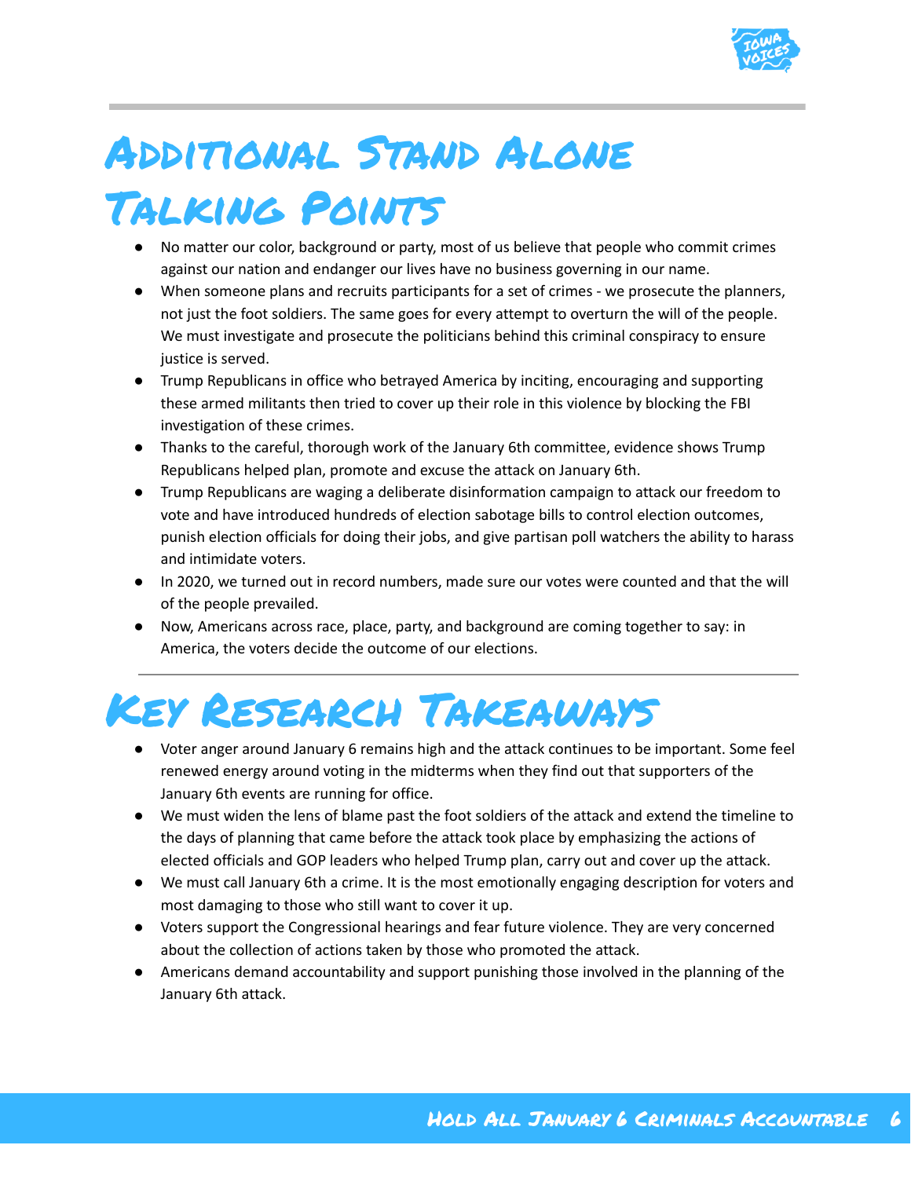# Additional Stand Alone Talking Points

- No matter our color, background or party, most of us believe that people who commit crimes against our nation and endanger our lives have no business governing in our name.
- When someone plans and recruits participants for a set of crimes - we prosecute the planners, not just the foot soldiers. The same goes for every attempt to overturn the will of the people. We must investigate and prosecute the politicians behind this criminal conspiracy to ensure justice is served.
- Trump Republicans in office who betrayed America by inciting, encouraging and supporting these armed militants then tried to cover up their role in this violence by blocking the FBI investigation of these crimes.
- Thanks to the careful, thorough work of the January 6th committee, evidence shows Trump Republicans helped plan, promote and excuse the attack on January 6th.
- Trump Republicans are waging a deliberate disinformation campaign to attack our freedom to vote and have introduced hundreds of election sabotage bills to control election outcomes, punish election officials for doing their jobs, and give partisan poll watchers the ability to harass and intimidate voters.
- In 2020, we turned out in record numbers, made sure our votes were counted and that the will of the people prevailed.
- Now, Americans across race, place, party, and background are coming together to say: in America, the voters decide the outcome of our elections.

# Key Research Takeaways

- Voter anger around January 6 remains high and the attack continues to be important. Some feel renewed energy around voting in the midterms when they find out that supporters of the January 6th events are running for office.
- We must widen the lens of blame past the foot soldiers of the attack and extend the timeline to the days of planning that came before the attack took place by emphasizing the actions of elected officials and GOP leaders who helped Trump plan, carry out and cover up the attack.
- We must call January 6th a crime. It is the most emotionally engaging description for voters and most damaging to those who still want to cover it up.
- Voters support the Congressional hearings and fear future violence. They are very concerned about the collection of actions taken by those who promoted the attack.
- Americans demand accountability and support punishing those involved in the planning of the January 6th attack.